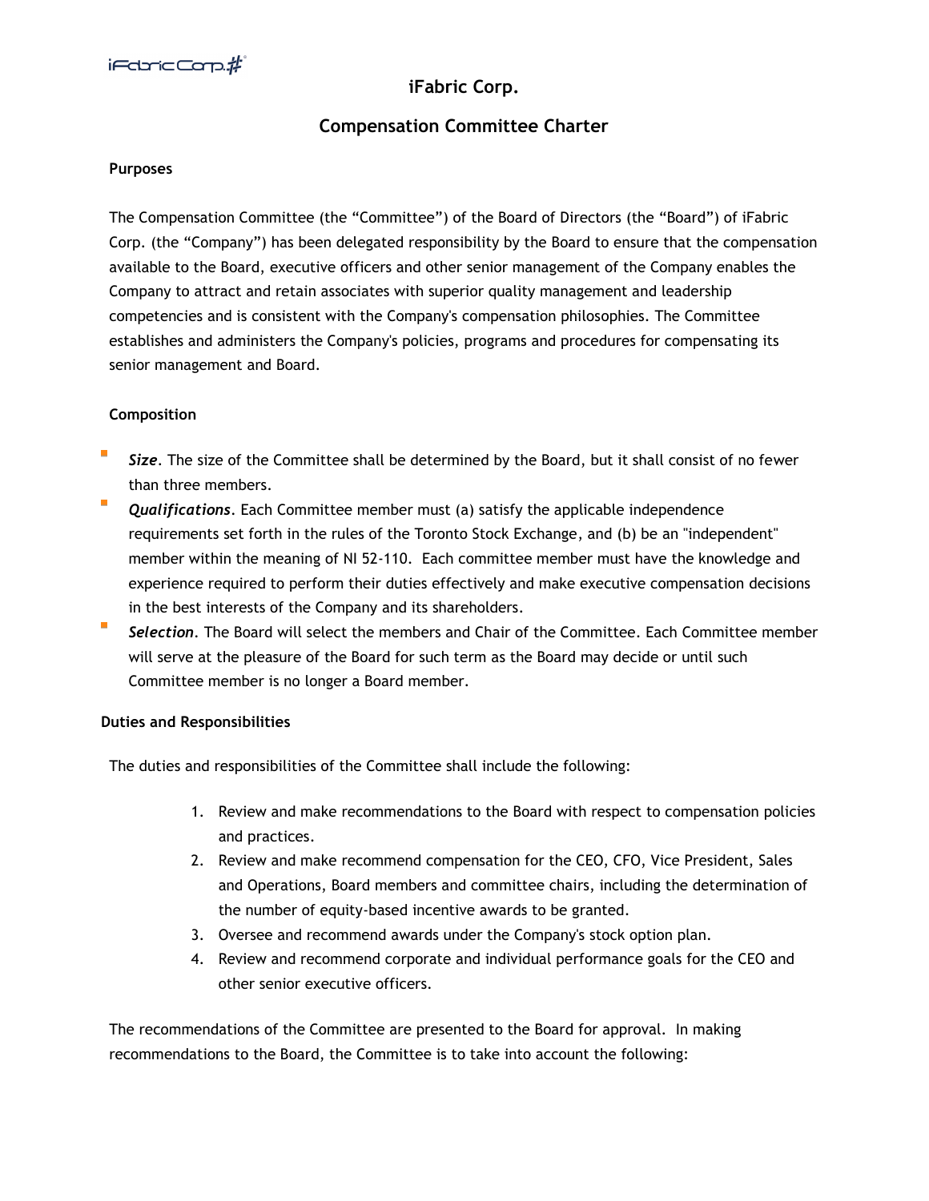# iFabric Corp.

## Compensation Committee Charter

### Purposes

The Compensation Committee (the "Committee") of the Board of Directors (the "Board") of iFabric Corp. (the "Company") has been delegated responsibility by the Board to ensure that the compensation available to the Board, executive officers and other senior management of the Company enables the Company to attract and retain associates with superior quality management and leadership competencies and is consistent with the Company's compensation philosophies. The Committee establishes and administers the Company's policies, programs and procedures for compensating its senior management and Board.

### Composition

- ***Size***. The size of the Committee shall be determined by the Board, but it shall consist of no fewer than three members.
- ***Qualifications***. Each Committee member must (a) satisfy the applicable independence requirements set forth in the rules of the Toronto Stock Exchange, and (b) be an "independent" member within the meaning of NI 52-110. Each committee member must have the knowledge and experience required to perform their duties effectively and make executive compensation decisions in the best interests of the Company and its shareholders.
- ***Selection***. The Board will select the members and Chair of the Committee. Each Committee member will serve at the pleasure of the Board for such term as the Board may decide or until such Committee member is no longer a Board member.

### Duties and Responsibilities

The duties and responsibilities of the Committee shall include the following:

1. Review and make recommendations to the Board with respect to compensation policies and practices.
2. Review and make recommend compensation for the CEO, CFO, Vice President, Sales and Operations, Board members and committee chairs, including the determination of the number of equity-based incentive awards to be granted.
3. Oversee and recommend awards under the Company's stock option plan.
4. Review and recommend corporate and individual performance goals for the CEO and other senior executive officers.

The recommendations of the Committee are presented to the Board for approval. In making recommendations to the Board, the Committee is to take into account the following: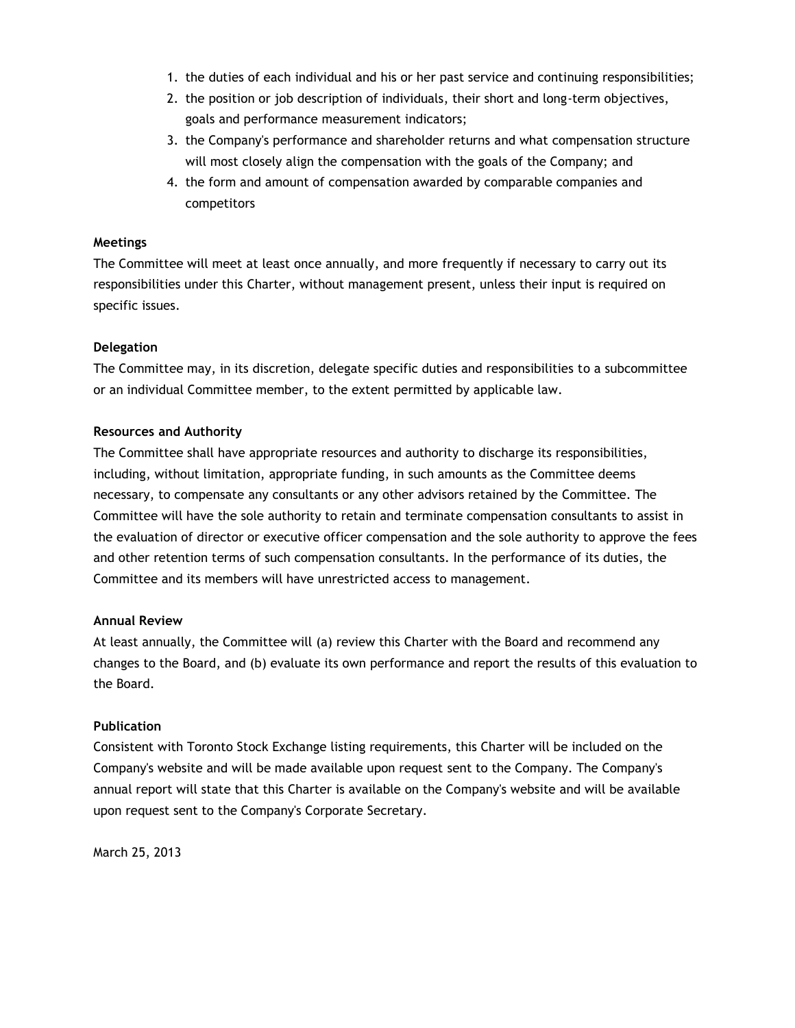1. the duties of each individual and his or her past service and continuing responsibilities;
2. the position or job description of individuals, their short and long-term objectives, goals and performance measurement indicators;
3. the Company's performance and shareholder returns and what compensation structure will most closely align the compensation with the goals of the Company; and
4. the form and amount of compensation awarded by comparable companies and competitors

**Meetings**

The Committee will meet at least once annually, and more frequently if necessary to carry out its responsibilities under this Charter, without management present, unless their input is required on specific issues.

**Delegation**

The Committee may, in its discretion, delegate specific duties and responsibilities to a subcommittee or an individual Committee member, to the extent permitted by applicable law.

**Resources and Authority**

The Committee shall have appropriate resources and authority to discharge its responsibilities, including, without limitation, appropriate funding, in such amounts as the Committee deems necessary, to compensate any consultants or any other advisors retained by the Committee. The Committee will have the sole authority to retain and terminate compensation consultants to assist in the evaluation of director or executive officer compensation and the sole authority to approve the fees and other retention terms of such compensation consultants. In the performance of its duties, the Committee and its members will have unrestricted access to management.

**Annual Review**

At least annually, the Committee will (a) review this Charter with the Board and recommend any changes to the Board, and (b) evaluate its own performance and report the results of this evaluation to the Board.

**Publication**

Consistent with Toronto Stock Exchange listing requirements, this Charter will be included on the Company's website and will be made available upon request sent to the Company. The Company's annual report will state that this Charter is available on the Company's website and will be available upon request sent to the Company's Corporate Secretary.

March 25, 2013